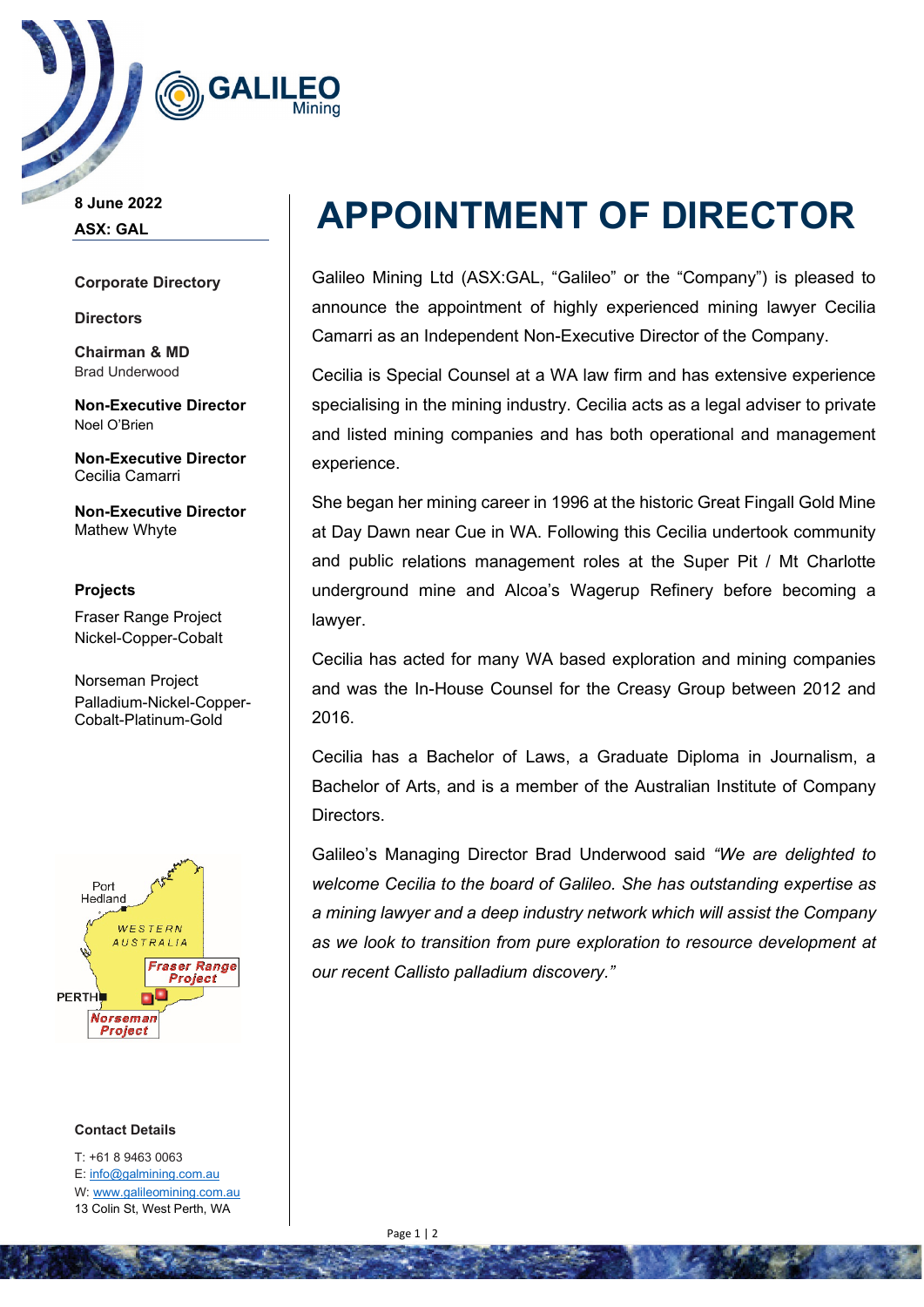8 June 2022

ASX: GAL

# APPOINTMENT OF DIRECTOR

Galileo Mining Ltd (ASX:GAL, "Galileo" or the "Company") is pleased to announce the appointment of highly experienced mining lawyer Cecilia Camarri as an Independent Non-Executive Director of the Company.

Cecilia is Special Counsel at a WA law firm and has extensive experience specialising in the mining industry. Cecilia acts as a legal adviser to private and listed mining companies and has both operational and management experience.

She began her mining career in 1996 at the historic Great Fingall Gold Mine at Day Dawn near Cue in WA. Following this Cecilia undertook community and public relations management roles at the Super Pit / Mt Charlotte underground mine and Alcoa's Wagerup Refinery before becoming a lawyer.

Cecilia has acted for many WA based exploration and mining companies and was the In-House Counsel for the Creasy Group between 2012 and 2016.

Cecilia has a Bachelor of Laws, a Graduate Diploma in Journalism, a Bachelor of Arts, and is a member of the Australian Institute of Company Directors.

Galileo's Managing Director Brad Underwood said *"We are delighted to welcome Cecilia to the board of Galileo. She has outstanding expertise as a mining lawyer and a deep industry network which will assist the Company as we look to transition from pure exploration to resource development at our recent Callisto palladium discovery."*

---

**Corporate Directory**

**Directors**

**Chairman & MD**
Brad Underwood

**Non-Executive Director**
Noel O'Brien

**Non-Executive Director**
Cecilia Camarri

**Non-Executive Director**
Mathew Whyte

**Projects**

Fraser Range Project
Nickel-Copper-Cobalt

Norseman Project
Palladium-Nickel-Copper-Cobalt-Platinum-Gold

**Contact Details**

T: +61 8 9463 0063
E: info@galmining.com.au
W: www.galileomining.com.au
13 Colin St, West Perth, WA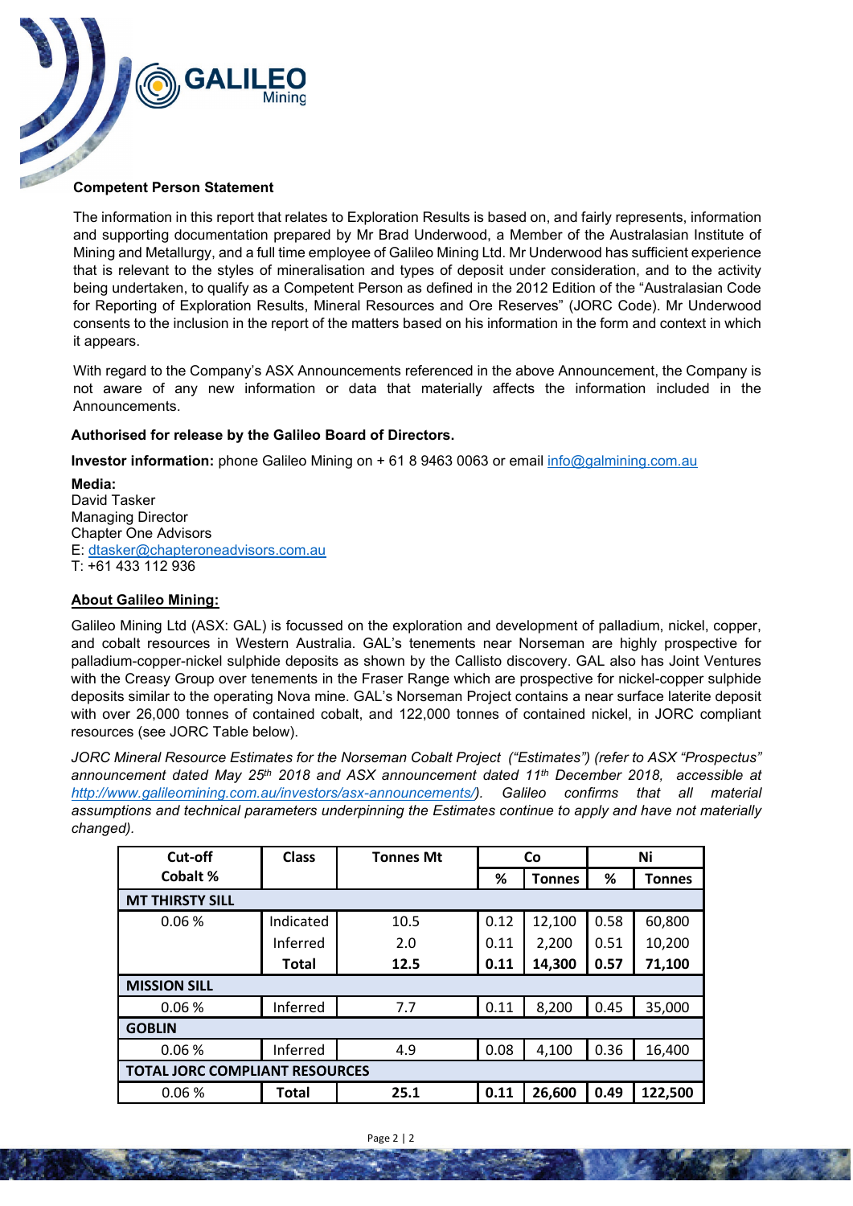**Competent Person Statement**

The information in this report that relates to Exploration Results is based on, and fairly represents, information and supporting documentation prepared by Mr Brad Underwood, a Member of the Australasian Institute of Mining and Metallurgy, and a full time employee of Galileo Mining Ltd. Mr Underwood has sufficient experience that is relevant to the styles of mineralisation and types of deposit under consideration, and to the activity being undertaken, to qualify as a Competent Person as defined in the 2012 Edition of the "Australasian Code for Reporting of Exploration Results, Mineral Resources and Ore Reserves" (JORC Code). Mr Underwood consents to the inclusion in the report of the matters based on his information in the form and context in which it appears.

With regard to the Company's ASX Announcements referenced in the above Announcement, the Company is not aware of any new information or data that materially affects the information included in the Announcements.

**Authorised for release by the Galileo Board of Directors.**

**Investor information:** phone Galileo Mining on + 61 8 9463 0063 or email info@galmining.com.au

**Media:**
David Tasker
Managing Director
Chapter One Advisors
E: dtasker@chapteroneadvisors.com.au
T: +61 433 112 936

**About Galileo Mining:**

Galileo Mining Ltd (ASX: GAL) is focussed on the exploration and development of palladium, nickel, copper, and cobalt resources in Western Australia. GAL's tenements near Norseman are highly prospective for palladium-copper-nickel sulphide deposits as shown by the Callisto discovery. GAL also has Joint Ventures with the Creasy Group over tenements in the Fraser Range which are prospective for nickel-copper sulphide deposits similar to the operating Nova mine. GAL's Norseman Project contains a near surface laterite deposit with over 26,000 tonnes of contained cobalt, and 122,000 tonnes of contained nickel, in JORC compliant resources (see JORC Table below).

*JORC Mineral Resource Estimates for the Norseman Cobalt Project ("Estimates") (refer to ASX "Prospectus" announcement dated May 25th 2018 and ASX announcement dated 11th December 2018, accessible at http://www.galileomining.com.au/investors/asx-announcements/). Galileo confirms that all material assumptions and technical parameters underpinning the Estimates continue to apply and have not materially changed).*

| Cut-off Cobalt % | Class | Tonnes Mt | Co | | Ni | |
|---|---|---|---|---|---|---|
| | | | % | Tonnes | % | Tonnes |
| **MT THIRSTY SILL** | | | | | | |
| 0.06 % | Indicated | 10.5 | 0.12 | 12,100 | 0.58 | 60,800 |
| | Inferred | 2.0 | 0.11 | 2,200 | 0.51 | 10,200 |
| | **Total** | **12.5** | **0.11** | **14,300** | **0.57** | **71,100** |
| **MISSION SILL** | | | | | | |
| 0.06 % | Inferred | 7.7 | 0.11 | 8,200 | 0.45 | 35,000 |
| **GOBLIN** | | | | | | |
| 0.06 % | Inferred | 4.9 | 0.08 | 4,100 | 0.36 | 16,400 |
| **TOTAL JORC COMPLIANT RESOURCES** | | | | | | |
| 0.06 % | **Total** | **25.1** | **0.11** | **26,600** | **0.49** | **122,500** |